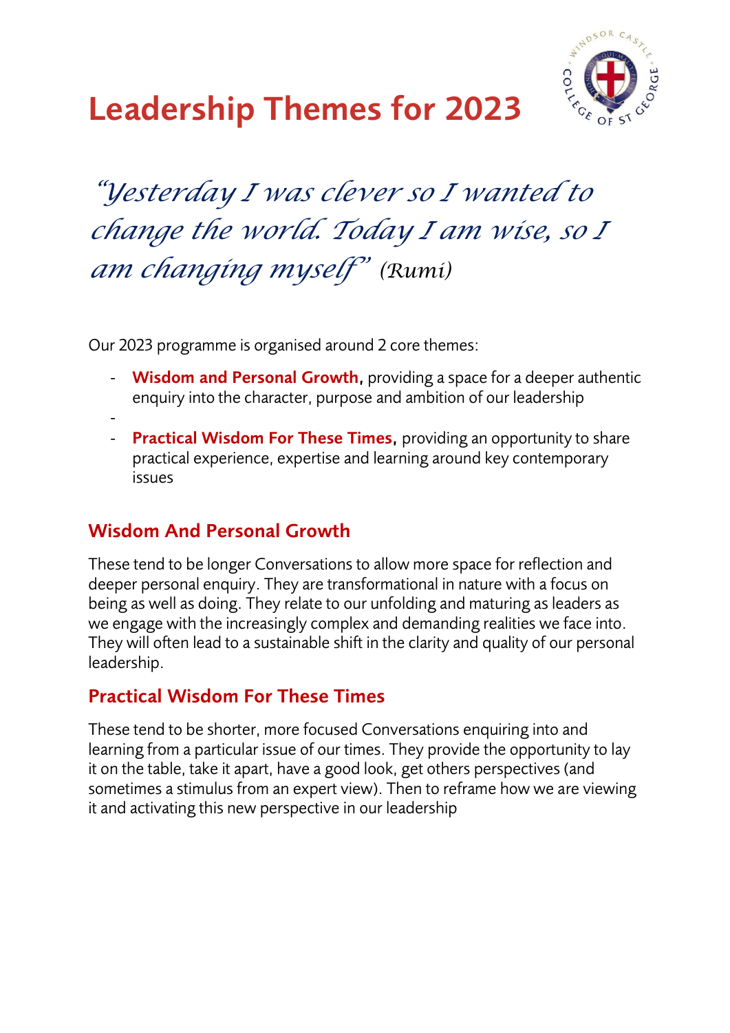# Leadership Themes for 2023

*"Yesterday I was clever so I wanted to change the world. Today I am wise, so I am changing myself"* (Rumi)

Our 2023 programme is organised around 2 core themes:

- **Wisdom and Personal Growth,** providing a space for a deeper authentic enquiry into the character, purpose and ambition of our leadership
- **Practical Wisdom For These Times,** providing an opportunity to share practical experience, expertise and learning around key contemporary issues

## Wisdom And Personal Growth

These tend to be longer Conversations to allow more space for reflection and deeper personal enquiry. They are transformational in nature with a focus on being as well as doing. They relate to our unfolding and maturing as leaders as we engage with the increasingly complex and demanding realities we face into. They will often lead to a sustainable shift in the clarity and quality of our personal leadership.

## Practical Wisdom For These Times

These tend to be shorter, more focused Conversations enquiring into and learning from a particular issue of our times. They provide the opportunity to lay it on the table, take it apart, have a good look, get others perspectives (and sometimes a stimulus from an expert view). Then to reframe how we are viewing it and activating this new perspective in our leadership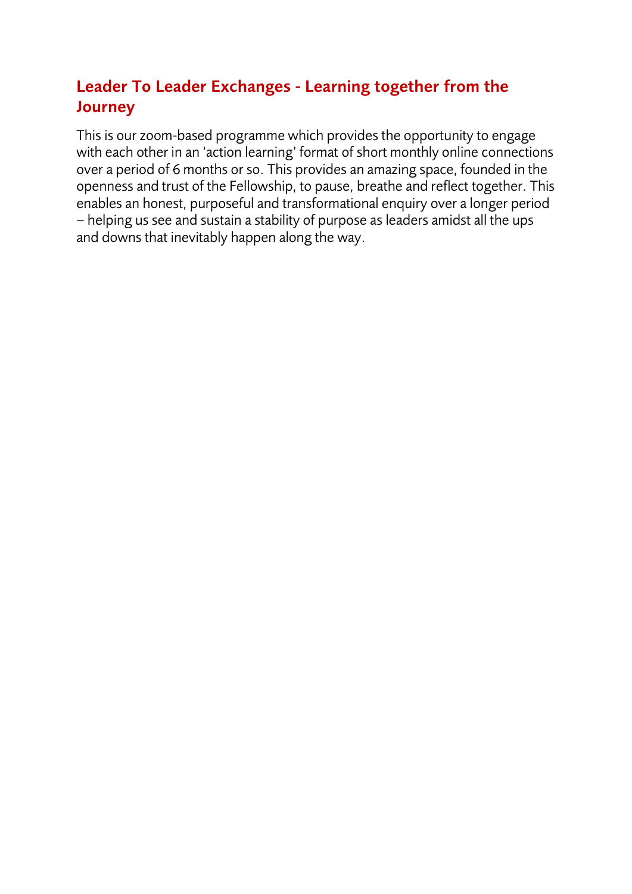## Leader To Leader Exchanges - Learning together from the Journey

This is our zoom-based programme which provides the opportunity to engage with each other in an 'action learning' format of short monthly online connections over a period of 6 months or so. This provides an amazing space, founded in the openness and trust of the Fellowship, to pause, breathe and reflect together. This enables an honest, purposeful and transformational enquiry over a longer period – helping us see and sustain a stability of purpose as leaders amidst all the ups and downs that inevitably happen along the way.